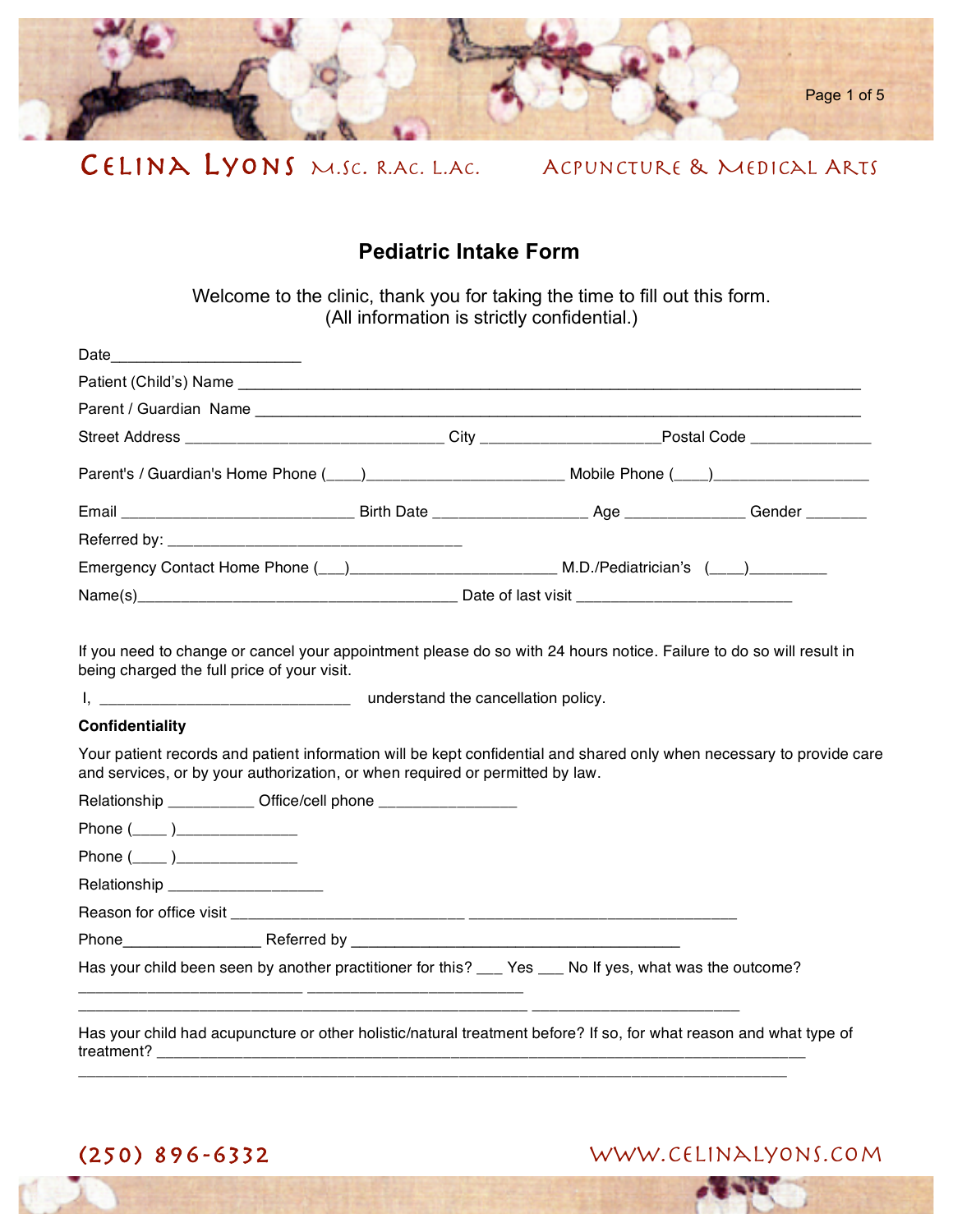Celina Lyons M.Sc. R.Ac. L.Ac. Acpuncture & Medical Arts

# Pediatric Intake Form

Welcome to the clinic, thank you for taking the time to fill out this form.
(All information is strictly confidential.)

Date______________________

Patient (Child's) Name ___________________________________________________________________________

Parent / Guardian Name ___________________________________________________________________________

Street Address ______________________________ City ____________________Postal Code ______________

Parent's / Guardian's Home Phone (____)______________________ Mobile Phone (____)__________________

Email ___________________________ Birth Date __________________ Age ______________ Gender _______

Referred by: ___________________________________

Emergency Contact Home Phone (___)_______________________ M.D./Pediatrician's (____)_________

Name(s)_____________________________________ Date of last visit _________________________

If you need to change or cancel your appointment please do so with 24 hours notice. Failure to do so will result in being charged the full price of your visit.

I, _____________________________ understand the cancellation policy.

**Confidentiality**

Your patient records and patient information will be kept confidential and shared only when necessary to provide care and services, or by your authorization, or when required or permitted by law.

Relationship __________ Office/cell phone ________________

Phone (____ )______________

Phone (____ )______________

Relationship __________________

Reason for office visit ___________________________ _______________________________

Phone________________ Referred by ______________________________________

Has your child been seen by another practitioner for this? ___ Yes ___ No If yes, what was the outcome?
__________________________ _________________________
_______________________________________________ ________________________

Has your child had acupuncture or other holistic/natural treatment before? If so, for what reason and what type of treatment? ______________________________________________________________________________
__________________________________________________________________________________

(250) 896-6332 www.celinalyons.com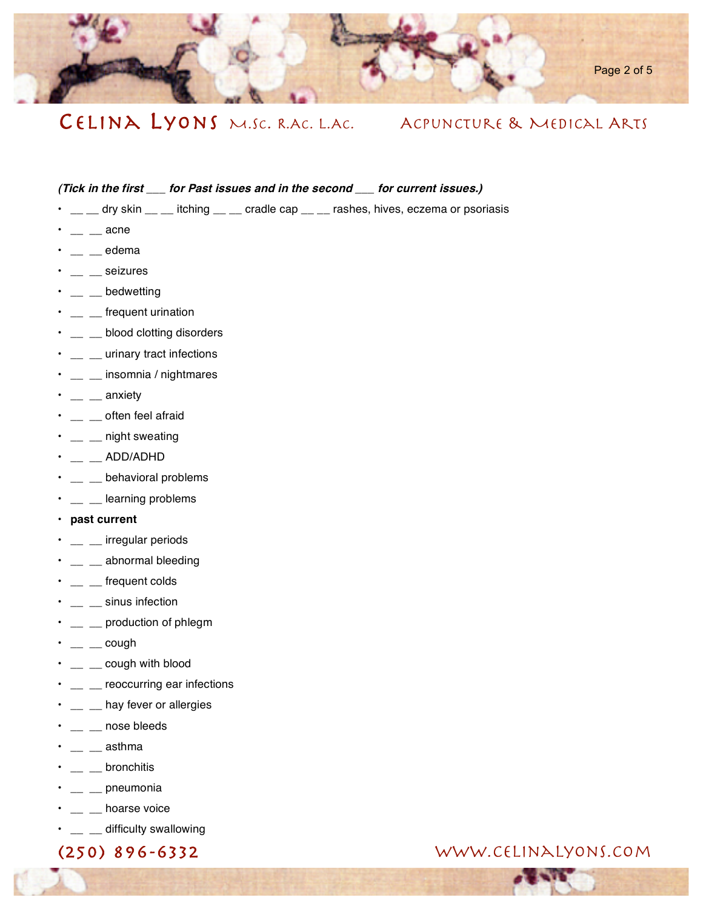*(Tick in the first ___ for Past issues and in the second ___ for current issues.)*

- __ __ dry skin __ __ itching __ __ cradle cap __ __ rashes, hives, eczema or psoriasis
- __ __ acne
- __ __ edema
- __ __ seizures
- __ __ bedwetting
- __ __ frequent urination
- __ __ blood clotting disorders
- __ __ urinary tract infections
- __ __ insomnia / nightmares
- __ __ anxiety
- __ __ often feel afraid
- __ __ night sweating
- __ __ ADD/ADHD
- __ __ behavioral problems
- __ __ learning problems
- **past current**
- __ __ irregular periods
- __ __ abnormal bleeding
- __ __ frequent colds
- __ __ sinus infection
- __ __ production of phlegm
- __ __ cough
- __ __ cough with blood
- __ __ reoccurring ear infections
- __ __ hay fever or allergies
- __ __ nose bleeds
- __ __ asthma
- __ __ bronchitis
- __ __ pneumonia
- __ __ hoarse voice
- __ __ difficulty swallowing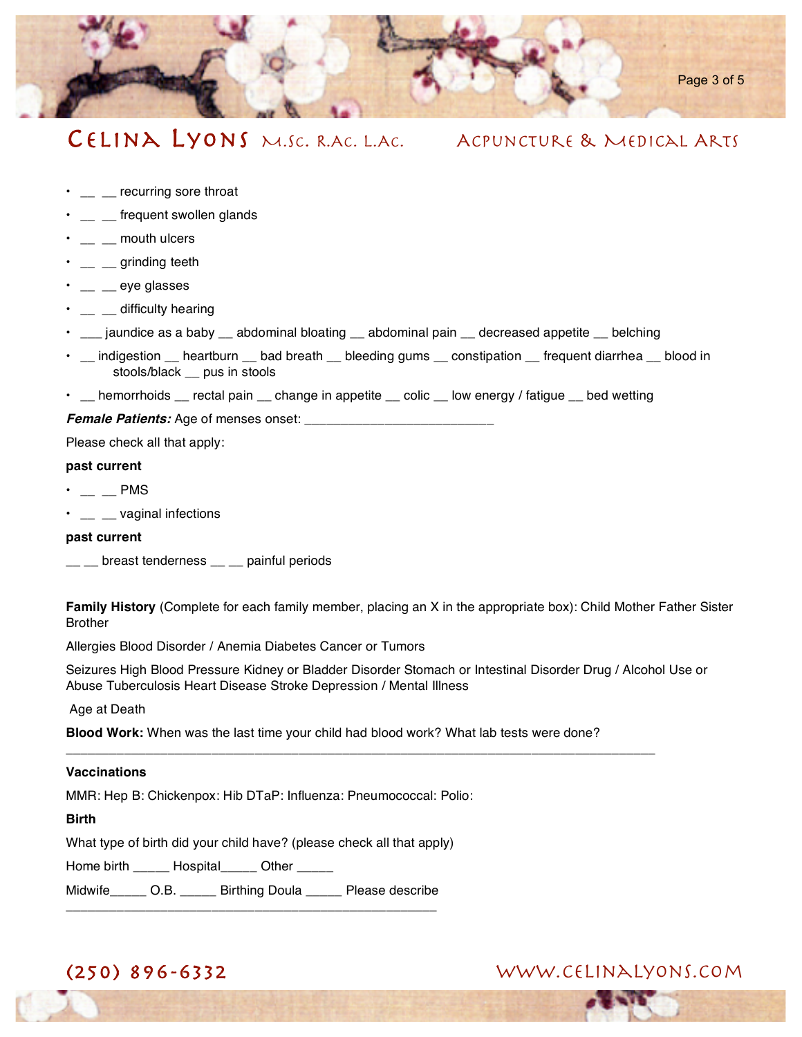- __ __ recurring sore throat
- __ __ frequent swollen glands
- __ __ mouth ulcers
- __ __ grinding teeth
- __ __ eye glasses
- __ __ difficulty hearing
- ___ jaundice as a baby __ abdominal bloating __ abdominal pain __ decreased appetite __ belching
- __ indigestion __ heartburn __ bad breath __ bleeding gums __ constipation __ frequent diarrhea __ blood in stools/black __ pus in stools
- __ hemorrhoids __ rectal pain __ change in appetite __ colic __ low energy / fatigue __ bed wetting

***Female Patients:*** Age of menses onset: _________________________

Please check all that apply:

**past current**

- __ __ PMS
- __ __ vaginal infections

**past current**

__ __ breast tenderness __ __ painful periods

**Family History** (Complete for each family member, placing an X in the appropriate box): Child Mother Father Sister Brother

Allergies Blood Disorder / Anemia Diabetes Cancer or Tumors

Seizures High Blood Pressure Kidney or Bladder Disorder Stomach or Intestinal Disorder Drug / Alcohol Use or Abuse Tuberculosis Heart Disease Stroke Depression / Mental Illness

Age at Death

**Blood Work:** When was the last time your child had blood work? What lab tests were done?
______________________________________________________________________________

**Vaccinations**

MMR: Hep B: Chickenpox: Hib DTaP: Influenza: Pneumococcal: Polio:

**Birth**

What type of birth did your child have? (please check all that apply)

Home birth _____ Hospital_____ Other _____

Midwife_____ O.B. _____ Birthing Doula _____ Please describe
_________________________________________________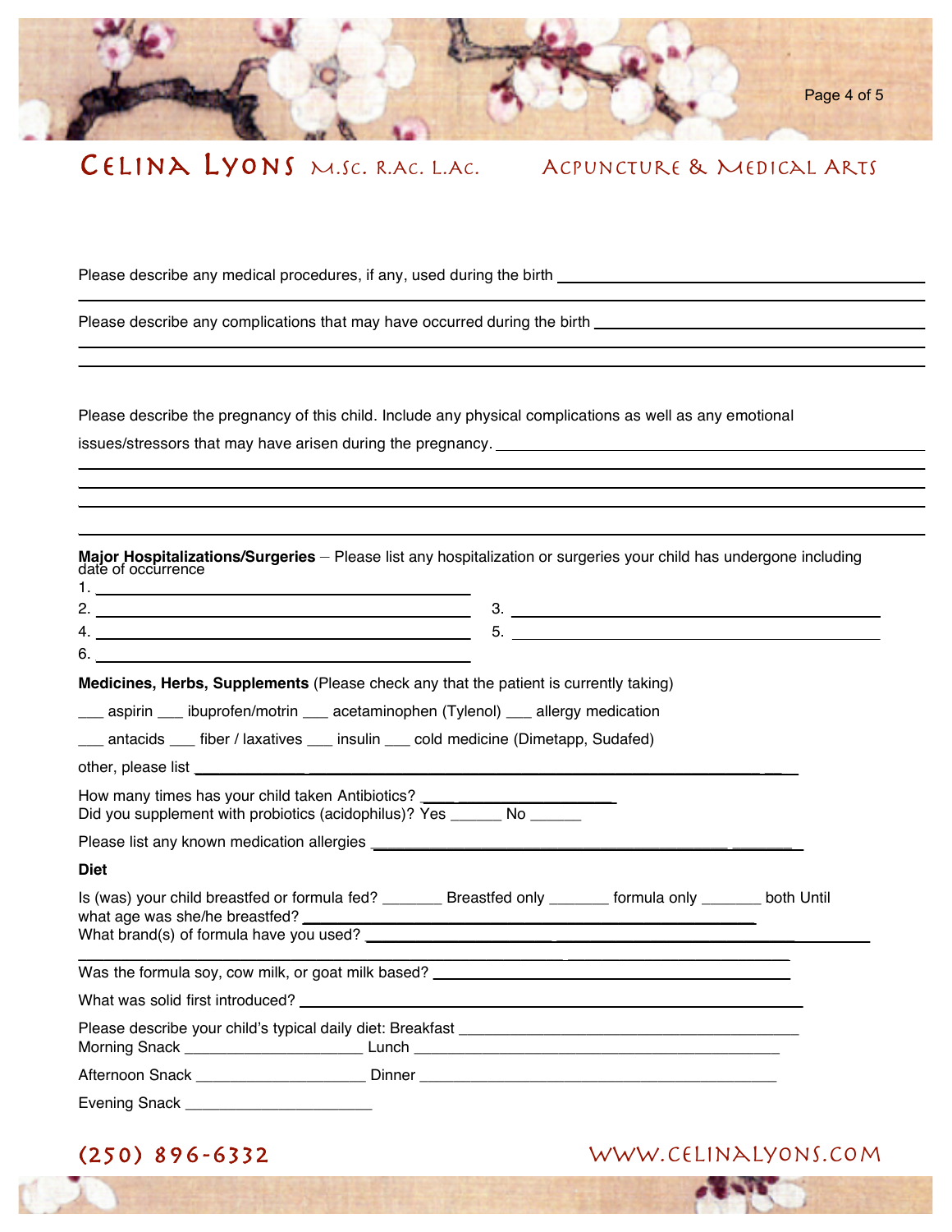Please describe any medical procedures, if any, used during the birth ______________________________________________

Please describe any complications that may have occurred during the birth ______________________________________________

Please describe the pregnancy of this child. Include any physical complications as well as any emotional issues/stressors that may have arisen during the pregnancy. ______________________________________________

**Major Hospitalizations/Surgeries** – Please list any hospitalization or surgeries your child has undergone including date of occurrence

1. ______________________________
2. ______________________________
3. ______________________________
4. ______________________________
5. ______________________________
6. ______________________________

**Medicines, Herbs, Supplements** (Please check any that the patient is currently taking)

___ aspirin ___ ibuprofen/motrin ___ acetaminophen (Tylenol) ___ allergy medication

___ antacids ___ fiber / laxatives ___ insulin ___ cold medicine (Dimetapp, Sudafed)

other, please list ______________________________________________

How many times has your child taken Antibiotics? ____________________
Did you supplement with probiotics (acidophilus)? Yes ______ No ______

Please list any known medication allergies ______________________________________________

**Diet**

Is (was) your child breastfed or formula fed? _______ Breastfed only _______ formula only _______ both Until what age was she/he breastfed? ______________________________
What brand(s) of formula have you used? ______________________________

Was the formula soy, cow milk, or goat milk based? ______________________________

What was solid first introduced? ______________________________

Please describe your child's typical daily diet: Breakfast ______________________________
Morning Snack ____________________ Lunch ______________________________

Afternoon Snack ____________________ Dinner ______________________________

Evening Snack ____________________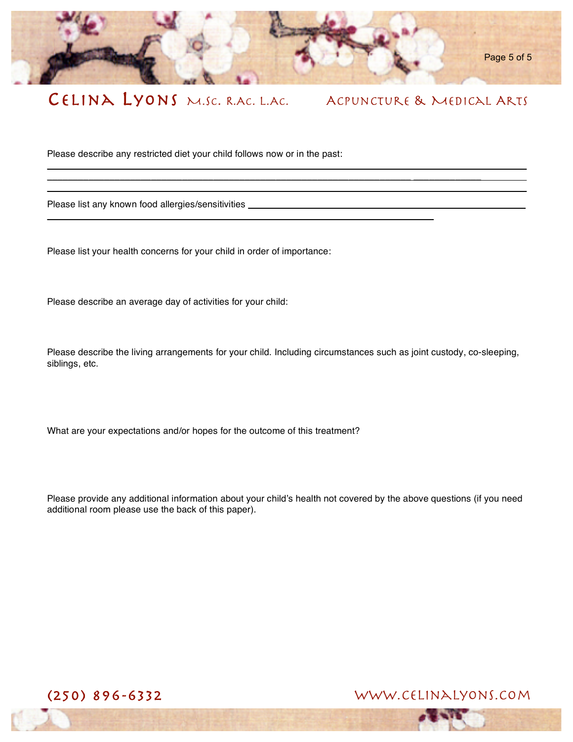Please describe any restricted diet your child follows now or in the past: \_\_\_\_\_\_\_\_\_\_\_\_\_\_\_\_\_\_\_\_\_\_\_\_\_\_\_\_\_\_\_\_\_\_\_\_\_\_\_\_\_\_\_\_\_\_\_\_\_\_\_\_\_\_\_\_\_\_\_\_\_\_\_\_\_\_\_\_\_\_\_\_\_\_\_\_\_\_\_\_\_\_\_\_\_\_\_\_\_\_\_\_\_\_\_\_\_\_\_\_\_\_\_\_\_\_\_\_\_\_\_\_\_\_\_\_\_\_\_\_\_\_\_\_\_\_\_\_\_\_\_\_\_\_\_\_\_\_\_\_\_\_\_\_\_\_\_\_\_\_\_\_\_\_\_\_\_\_\_\_\_\_\_\_\_\_\_\_\_\_\_\_\_\_\_\_\_\_\_\_\_\_\_\_\_\_\_\_\_\_\_\_\_\_\_\_\_\_\_\_\_\_\_\_\_\_\_\_\_\_\_\_\_\_\_\_\_\_\_\_\_\_\_\_\_\_\_\_\_\_\_\_\_\_\_\_\_\_\_\_\_\_\_\_\_\_\_\_\_\_\_\_\_\_\_\_\_\_\_\_\_\_\_\_\_\_\_\_\_\_\_\_\_\_\_\_\_\_\_\_\_\_\_\_\_\_\_\_\_\_\_\_\_\_\_\_

Please list any known food allergies/sensitivities \_\_\_\_\_\_\_\_\_\_\_\_\_\_\_\_\_\_\_\_\_\_\_\_\_\_\_\_\_\_\_\_\_\_\_\_\_\_\_\_\_\_\_\_\_\_\_\_\_\_\_\_\_\_\_\_\_\_\_\_\_\_\_\_\_\_\_\_\_\_\_\_\_\_\_\_\_\_\_\_\_\_\_\_\_\_\_\_\_\_\_\_\_\_\_\_\_\_\_\_\_\_\_\_\_\_\_\_\_\_\_\_\_\_\_\_\_\_\_\_\_\_\_\_

Please list your health concerns for your child in order of importance:

Please describe an average day of activities for your child:

Please describe the living arrangements for your child. Including circumstances such as joint custody, co-sleeping, siblings, etc.

What are your expectations and/or hopes for the outcome of this treatment?

Please provide any additional information about your child's health not covered by the above questions (if you need additional room please use the back of this paper).